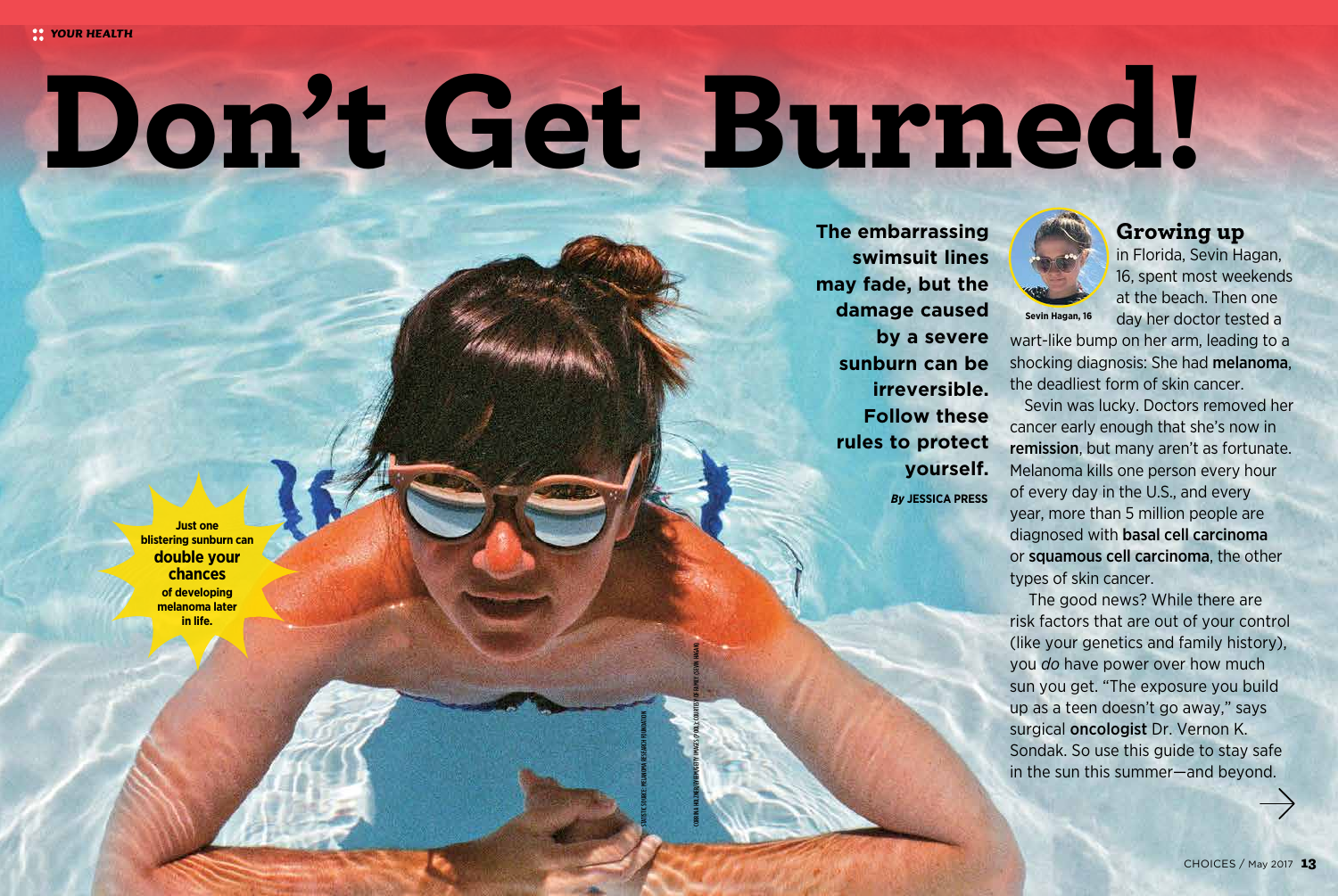YOUR HEALTH

# Don't Get Burned!

**The embarrassing swimsuit lines may fade, but the damage caused by a severe sunburn can be irreversible. Follow these rules to protect yourself.**

***By* JESSICA PRESS**

Just one blistering sunburn can **double your chances** of developing melanoma later in life.

Sevin Hagan, 16

## Growing up

in Florida, Sevin Hagan, 16, spent most weekends at the beach. Then one day her doctor tested a wart-like bump on her arm, leading to a shocking diagnosis: She had **melanoma**, the deadliest form of skin cancer.

Sevin was lucky. Doctors removed her cancer early enough that she's now in **remission**, but many aren't as fortunate. Melanoma kills one person every hour of every day in the U.S., and every year, more than 5 million people are diagnosed with **basal cell carcinoma** or **squamous cell carcinoma**, the other types of skin cancer.

The good news? While there are risk factors that are out of your control (like your genetics and family history), you *do* have power over how much sun you get. "The exposure you build up as a teen doesn't go away," says surgical **oncologist** Dr. Vernon K. Sondak. So use this guide to stay safe in the sun this summer—and beyond.

STATISTIC SOURCE: MELANOMA RESEARCH FOUNDATION

CORINNA HOLTHUSEN/EYEEM/GETTY IMAGES (POOL); COURTESY OF FAMILY (SEVIN HAGAN)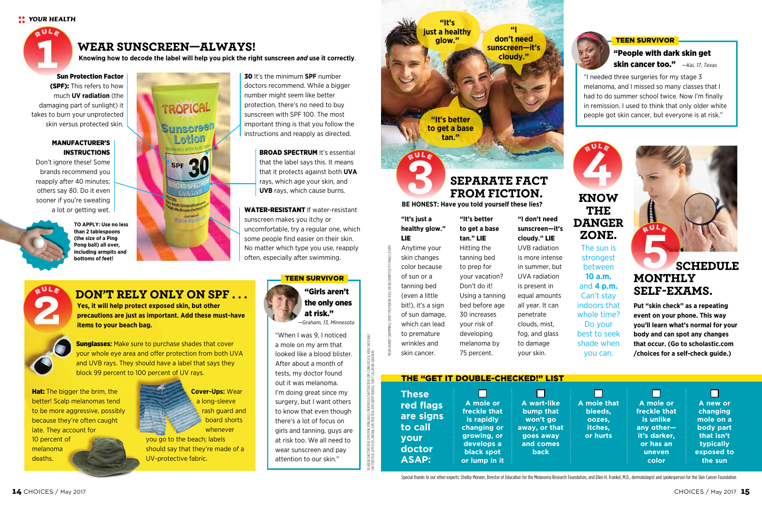YOUR HEALTH

## RULE 1

# WEAR SUNSCREEN—ALWAYS!

**Knowing how to decode the label will help you pick the right sunscreen *and* use it correctly.**

**Sun Protection Factor (SPF):** This refers to how much **UV radiation** (the damaging part of sunlight) it takes to burn your unprotected skin versus protected skin.

**MANUFACTURER'S INSTRUCTIONS** Don't ignore these! Some brands recommend you reapply after 40 minutes; others say 80. Do it even sooner if you're sweating a lot or getting wet.

**TO APPLY: Use no less than 2 tablespoons (the size of a Ping Pong ball) all over, including armpits and bottoms of feet!**

**30** It's the minimum **SPF** number doctors recommend. While a bigger number might seem like better protection, there's no need to buy sunscreen with SPF 100. The most important thing is that you follow the instructions and reapply as directed.

**BROAD SPECTRUM** It's essential that the label says this. It means that it protects against both **UVA** rays, which age your skin, and **UVB** rays, which cause burns.

**WATER-RESISTANT** If water-resistant sunscreen makes you itchy or uncomfortable, try a regular one, which some people find easier on their skin. No matter which type you use, reapply often, especially after swimming.

## RULE 2

# DON'T RELY ONLY ON SPF . . .

**Yes, it will help protect exposed skin, but other precautions are just as important. Add these must-have items to your beach bag.**

**Sunglasses:** Make sure to purchase shades that cover your whole eye area and offer protection from both UVA and UVB rays. They should have a label that says they block 99 percent to 100 percent of UV rays.

**Hat:** The bigger the brim, the better! Scalp melanomas tend to be more aggressive, possibly because they're often caught late. They account for 10 percent of melanoma deaths.

**Cover-Ups:** Wear a long-sleeve rash guard and board shorts whenever you go to the beach; labels should say that they're made of a UV-protective fabric.

### TEEN SURVIVOR

**"Girls aren't the only ones at risk."** —*Graham, 13, Minnesota*

"When I was 9, I noticed a mole on my arm that looked like a blood blister. After about a month of tests, my doctor found out it was melanoma. I'm doing great since my surgery, but I want others to know that even though there's a lot of focus on girls and tanning, guys are at risk too. We all need to wear sunscreen and pay attention to our skin."

"It's just a healthy glow." "I don't need sunscreen—it's cloudy." "It's better to get a base tan."

## RULE 3

# SEPARATE FACT FROM FICTION.

**BE HONEST: Have you told yourself these lies?**

**"It's just a healthy glow." LIE** Anytime your skin changes color because of sun or a tanning bed (even a little bit!), it's a sign of sun damage, which can lead to premature wrinkles and skin cancer.

**"It's better to get a base tan." LIE** Hitting the tanning bed to prep for your vacation? Don't do it! Using a tanning bed before age 30 increases your risk of developing melanoma by 75 percent.

**"I don't need sunscreen—it's cloudy." LIE** UVB radiation is more intense in summer, but UVA radiation is present in equal amounts all year. It can penetrate clouds, mist, fog, and glass to damage your skin.

### TEEN SURVIVOR

**"People with dark skin get skin cancer too."** —*Kai, 17, Texas*

"I needed three surgeries for my stage 3 melanoma, and I missed so many classes that I had to do summer school twice. Now I'm finally in remission. I used to think that only older white people got skin cancer, but everyone is at risk."

## RULE 4

# KNOW THE DANGER ZONE.

The sun is strongest between **10 a.m.** and **4 p.m.** Can't stay indoors that whole time? Do your best to seek shade when you can.

## RULE 5

# SCHEDULE MONTHLY SELF-EXAMS.

**Put "skin check" as a repeating event on your phone. This way you'll learn what's normal for your body and can spot any changes that occur. (Go to scholastic.com/choices for a self-check guide.)**

## THE "GET IT DOUBLE-CHECKED!" LIST

**These red flags are signs to call your doctor ASAP:**

- ☐ A mole or freckle that is rapidly changing or growing, or develops a black spot or lump in it
- ☐ A wart-like bump that won't go away, or that goes away and comes back
- ☐ A mole that bleeds, oozes, itches, or hurts
- ☐ A mole or freckle that is unlike any other—it's darker, or has an uneven color
- ☐ A new or changing mole on a body part that isn't typically exposed to the sun

Special thanks to our other experts: Shelby Moneer, Director of Education for the Melanoma Research Foundation, and Ellen H. Frankel, M.D., dermatologist and spokesperson for the Skin Cancer Foundation